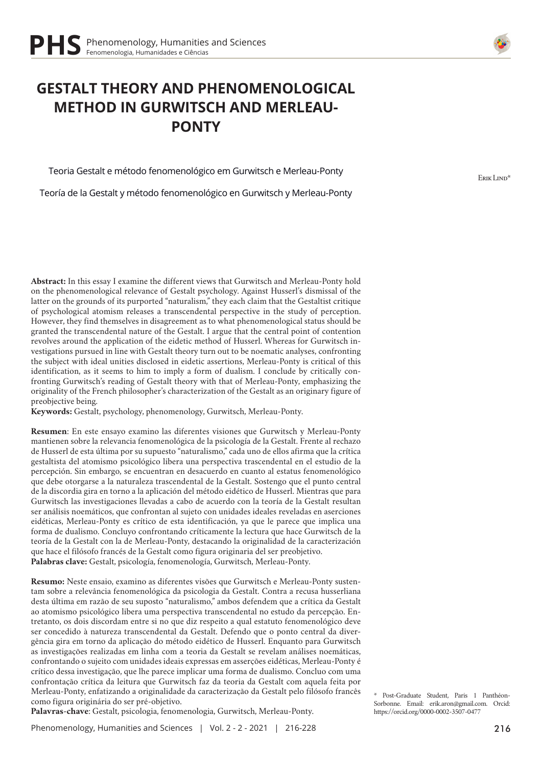# GESTALT THEORY AND PHENOMENOLOGICAL METHOD IN GURWITSCH AND MERLEAU-PONTY

Teoria Gestalt e método fenomenológico em Gurwitsch e Merleau-Ponty

Teoría de la Gestalt y método fenomenológico en Gurwitsch y Merleau-Ponty

Erik Lind*

**Abstract:** In this essay I examine the different views that Gurwitsch and Merleau-Ponty hold on the phenomenological relevance of Gestalt psychology. Against Husserl's dismissal of the latter on the grounds of its purported "naturalism," they each claim that the Gestaltist critique of psychological atomism releases a transcendental perspective in the study of perception. However, they find themselves in disagreement as to what phenomenological status should be granted the transcendental nature of the Gestalt. I argue that the central point of contention revolves around the application of the eidetic method of Husserl. Whereas for Gurwitsch investigations pursued in line with Gestalt theory turn out to be noematic analyses, confronting the subject with ideal unities disclosed in eidetic assertions, Merleau-Ponty is critical of this identification, as it seems to him to imply a form of dualism. I conclude by critically confronting Gurwitsch's reading of Gestalt theory with that of Merleau-Ponty, emphasizing the originality of the French philosopher's characterization of the Gestalt as an originary figure of preobjective being.

**Keywords:** Gestalt, psychology, phenomenology, Gurwitsch, Merleau-Ponty.

**Resumen**: En este ensayo examino las diferentes visiones que Gurwitsch y Merleau-Ponty mantienen sobre la relevancia fenomenológica de la psicología de la Gestalt. Frente al rechazo de Husserl de esta última por su supuesto "naturalismo," cada uno de ellos afirma que la crítica gestaltista del atomismo psicológico libera una perspectiva trascendental en el estudio de la percepción. Sin embargo, se encuentran en desacuerdo en cuanto al estatus fenomenológico que debe otorgarse a la naturaleza trascendental de la Gestalt. Sostengo que el punto central de la discordia gira en torno a la aplicación del método eidético de Husserl. Mientras que para Gurwitsch las investigaciones llevadas a cabo de acuerdo con la teoría de la Gestalt resultan ser análisis noemáticos, que confrontan al sujeto con unidades ideales reveladas en aserciones eidéticas, Merleau-Ponty es crítico de esta identificación, ya que le parece que implica una forma de dualismo. Concluyo confrontando críticamente la lectura que hace Gurwitsch de la teoría de la Gestalt con la de Merleau-Ponty, destacando la originalidad de la caracterización que hace el filósofo francés de la Gestalt como figura originaria del ser preobjetivo.

**Palabras clave:** Gestalt, psicología, fenomenología, Gurwitsch, Merleau-Ponty.

**Resumo:** Neste ensaio, examino as diferentes visões que Gurwitsch e Merleau-Ponty sustentam sobre a relevância fenomenológica da psicologia da Gestalt. Contra a recusa husserliana desta última em razão de seu suposto "naturalismo," ambos defendem que a crítica da Gestalt ao atomismo psicológico libera uma perspectiva transcendental no estudo da percepção. Entretanto, os dois discordam entre si no que diz respeito a qual estatuto fenomenológico deve ser concedido à natureza transcendental da Gestalt. Defendo que o ponto central da divergência gira em torno da aplicação do método eidético de Husserl. Enquanto para Gurwitsch as investigações realizadas em linha com a teoria da Gestalt se revelam análises noemáticas, confrontando o sujeito com unidades ideais expressas em asserções eidéticas, Merleau-Ponty é crítico dessa investigação, que lhe parece implicar uma forma de dualismo. Concluo com uma confrontação crítica da leitura que Gurwitsch faz da teoria da Gestalt com aquela feita por Merleau-Ponty, enfatizando a originalidade da caracterização da Gestalt pelo filósofo francês como figura originária do ser pré-objetivo.

**Palavras-chave**: Gestalt, psicologia, fenomenologia, Gurwitsch, Merleau-Ponty.

\* Post-Graduate Student, Paris 1 Panthéon-Sorbonne. Email: erik.aron@gmail.com. Orcid: https://orcid.org/0000-0002-3507-0477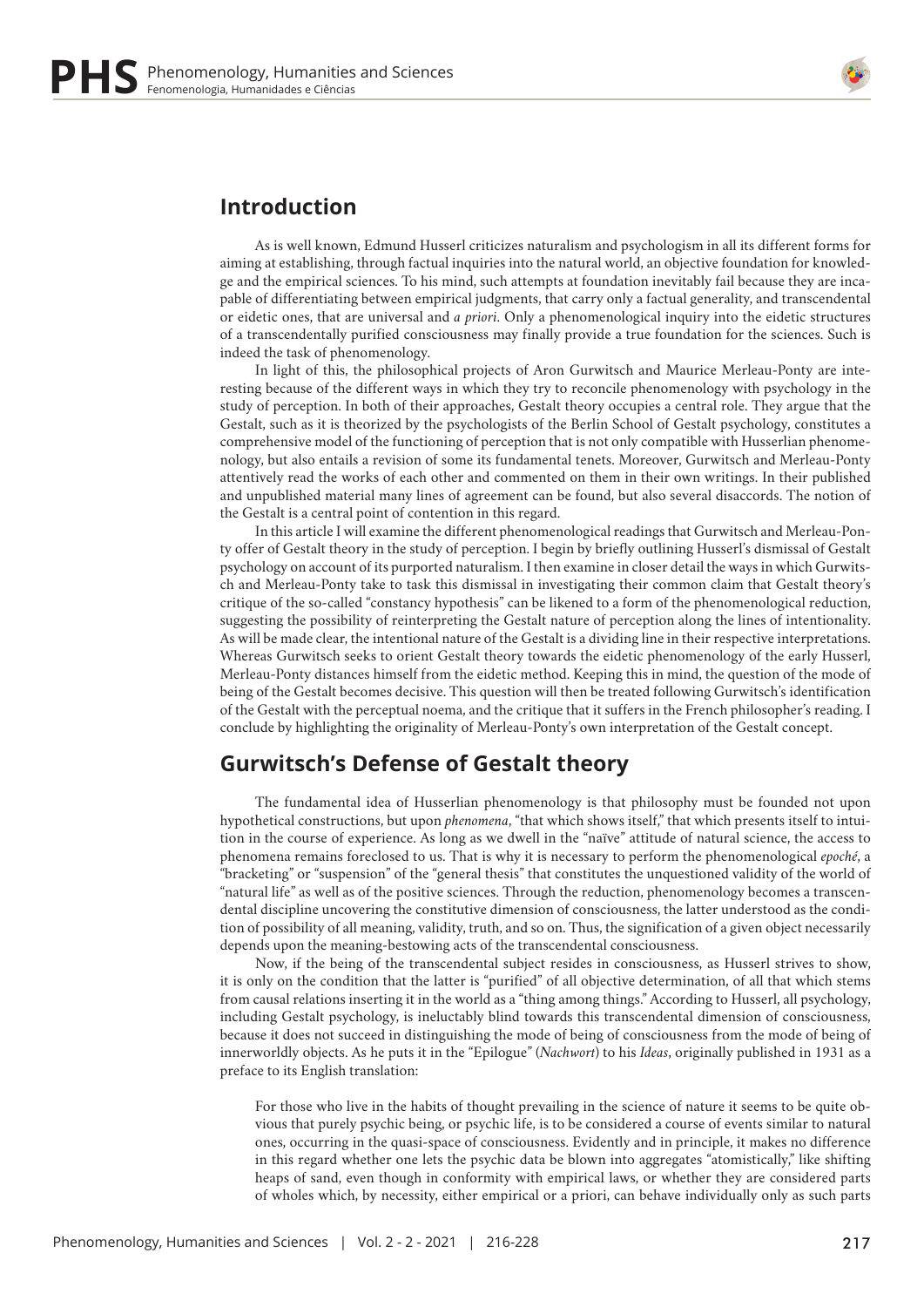## Introduction

As is well known, Edmund Husserl criticizes naturalism and psychologism in all its different forms for aiming at establishing, through factual inquiries into the natural world, an objective foundation for knowledge and the empirical sciences. To his mind, such attempts at foundation inevitably fail because they are incapable of differentiating between empirical judgments, that carry only a factual generality, and transcendental or eidetic ones, that are universal and *a priori*. Only a phenomenological inquiry into the eidetic structures of a transcendentally purified consciousness may finally provide a true foundation for the sciences. Such is indeed the task of phenomenology.

In light of this, the philosophical projects of Aron Gurwitsch and Maurice Merleau-Ponty are interesting because of the different ways in which they try to reconcile phenomenology with psychology in the study of perception. In both of their approaches, Gestalt theory occupies a central role. They argue that the Gestalt, such as it is theorized by the psychologists of the Berlin School of Gestalt psychology, constitutes a comprehensive model of the functioning of perception that is not only compatible with Husserlian phenomenology, but also entails a revision of some its fundamental tenets. Moreover, Gurwitsch and Merleau-Ponty attentively read the works of each other and commented on them in their own writings. In their published and unpublished material many lines of agreement can be found, but also several disaccords. The notion of the Gestalt is a central point of contention in this regard.

In this article I will examine the different phenomenological readings that Gurwitsch and Merleau-Ponty offer of Gestalt theory in the study of perception. I begin by briefly outlining Husserl's dismissal of Gestalt psychology on account of its purported naturalism. I then examine in closer detail the ways in which Gurwitsch and Merleau-Ponty take to task this dismissal in investigating their common claim that Gestalt theory's critique of the so-called "constancy hypothesis" can be likened to a form of the phenomenological reduction, suggesting the possibility of reinterpreting the Gestalt nature of perception along the lines of intentionality. As will be made clear, the intentional nature of the Gestalt is a dividing line in their respective interpretations. Whereas Gurwitsch seeks to orient Gestalt theory towards the eidetic phenomenology of the early Husserl, Merleau-Ponty distances himself from the eidetic method. Keeping this in mind, the question of the mode of being of the Gestalt becomes decisive. This question will then be treated following Gurwitsch's identification of the Gestalt with the perceptual noema, and the critique that it suffers in the French philosopher's reading. I conclude by highlighting the originality of Merleau-Ponty's own interpretation of the Gestalt concept.

## Gurwitsch's Defense of Gestalt theory

The fundamental idea of Husserlian phenomenology is that philosophy must be founded not upon hypothetical constructions, but upon *phenomena*, "that which shows itself," that which presents itself to intuition in the course of experience. As long as we dwell in the "naïve" attitude of natural science, the access to phenomena remains foreclosed to us. That is why it is necessary to perform the phenomenological *epoché*, a "bracketing" or "suspension" of the "general thesis" that constitutes the unquestioned validity of the world of "natural life" as well as of the positive sciences. Through the reduction, phenomenology becomes a transcendental discipline uncovering the constitutive dimension of consciousness, the latter understood as the condition of possibility of all meaning, validity, truth, and so on. Thus, the signification of a given object necessarily depends upon the meaning-bestowing acts of the transcendental consciousness.

Now, if the being of the transcendental subject resides in consciousness, as Husserl strives to show, it is only on the condition that the latter is "purified" of all objective determination, of all that which stems from causal relations inserting it in the world as a "thing among things." According to Husserl, all psychology, including Gestalt psychology, is ineluctably blind towards this transcendental dimension of consciousness, because it does not succeed in distinguishing the mode of being of consciousness from the mode of being of innerworldly objects. As he puts it in the "Epilogue" (*Nachwort*) to his *Ideas*, originally published in 1931 as a preface to its English translation:

> For those who live in the habits of thought prevailing in the science of nature it seems to be quite obvious that purely psychic being, or psychic life, is to be considered a course of events similar to natural ones, occurring in the quasi-space of consciousness. Evidently and in principle, it makes no difference in this regard whether one lets the psychic data be blown into aggregates "atomistically," like shifting heaps of sand, even though in conformity with empirical laws, or whether they are considered parts of wholes which, by necessity, either empirical or a priori, can behave individually only as such parts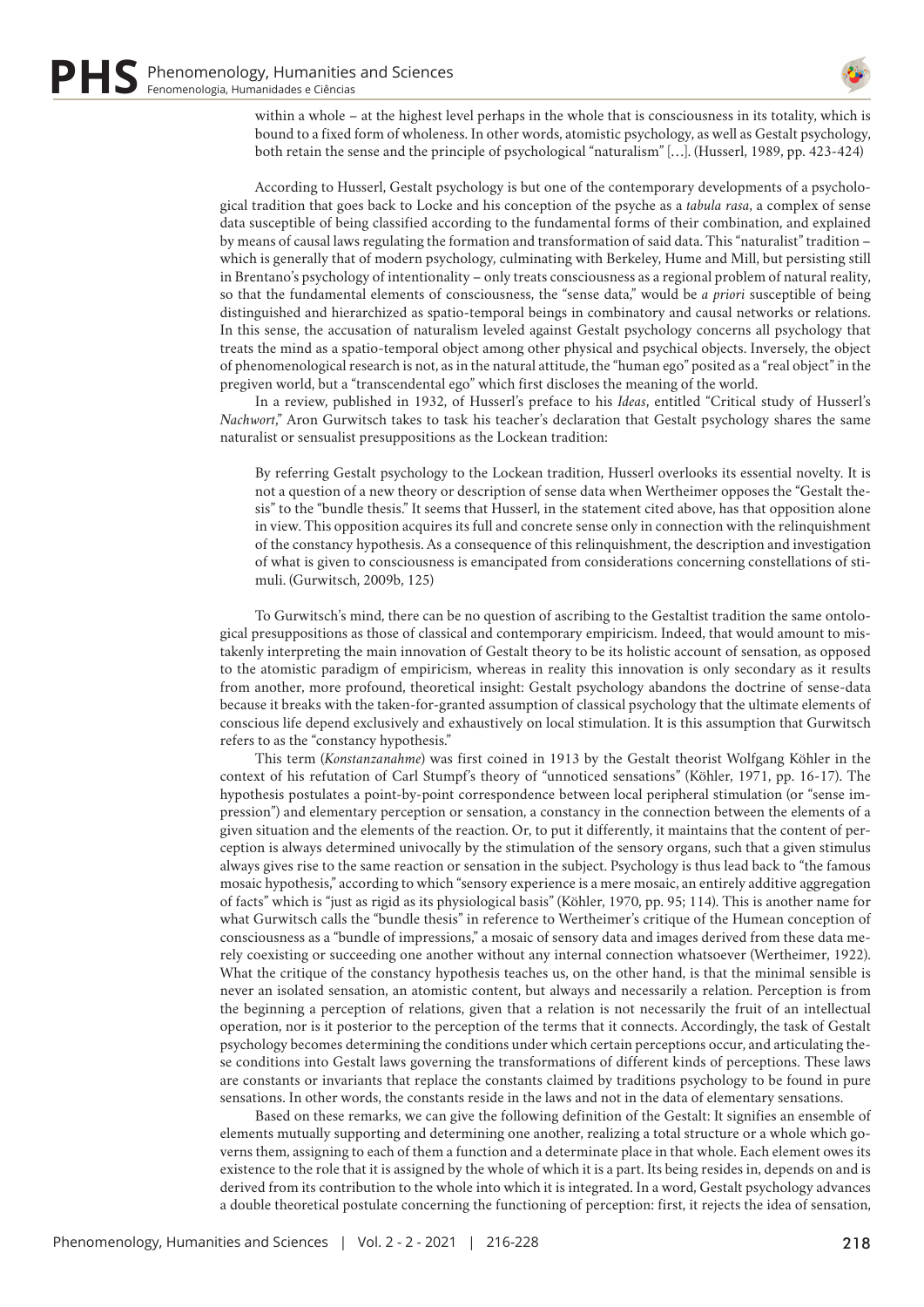> within a whole – at the highest level perhaps in the whole that is consciousness in its totality, which is bound to a fixed form of wholeness. In other words, atomistic psychology, as well as Gestalt psychology, both retain the sense and the principle of psychological "naturalism" […]. (Husserl, 1989, pp. 423-424)

According to Husserl, Gestalt psychology is but one of the contemporary developments of a psychological tradition that goes back to Locke and his conception of the psyche as a *tabula rasa*, a complex of sense data susceptible of being classified according to the fundamental forms of their combination, and explained by means of causal laws regulating the formation and transformation of said data. This "naturalist" tradition – which is generally that of modern psychology, culminating with Berkeley, Hume and Mill, but persisting still in Brentano's psychology of intentionality – only treats consciousness as a regional problem of natural reality, so that the fundamental elements of consciousness, the "sense data," would be *a priori* susceptible of being distinguished and hierarchized as spatio-temporal beings in combinatory and causal networks or relations. In this sense, the accusation of naturalism leveled against Gestalt psychology concerns all psychology that treats the mind as a spatio-temporal object among other physical and psychical objects. Inversely, the object of phenomenological research is not, as in the natural attitude, the "human ego" posited as a "real object" in the pregiven world, but a "transcendental ego" which first discloses the meaning of the world.

In a review, published in 1932, of Husserl's preface to his *Ideas*, entitled "Critical study of Husserl's *Nachwort*," Aron Gurwitsch takes to task his teacher's declaration that Gestalt psychology shares the same naturalist or sensualist presuppositions as the Lockean tradition:

> By referring Gestalt psychology to the Lockean tradition, Husserl overlooks its essential novelty. It is not a question of a new theory or description of sense data when Wertheimer opposes the "Gestalt thesis" to the "bundle thesis." It seems that Husserl, in the statement cited above, has that opposition alone in view. This opposition acquires its full and concrete sense only in connection with the relinquishment of the constancy hypothesis. As a consequence of this relinquishment, the description and investigation of what is given to consciousness is emancipated from considerations concerning constellations of stimuli. (Gurwitsch, 2009b, 125)

To Gurwitsch's mind, there can be no question of ascribing to the Gestaltist tradition the same ontological presuppositions as those of classical and contemporary empiricism. Indeed, that would amount to mistakenly interpreting the main innovation of Gestalt theory to be its holistic account of sensation, as opposed to the atomistic paradigm of empiricism, whereas in reality this innovation is only secondary as it results from another, more profound, theoretical insight: Gestalt psychology abandons the doctrine of sense-data because it breaks with the taken-for-granted assumption of classical psychology that the ultimate elements of conscious life depend exclusively and exhaustively on local stimulation. It is this assumption that Gurwitsch refers to as the "constancy hypothesis."

This term (*Konstanzanahme*) was first coined in 1913 by the Gestalt theorist Wolfgang Köhler in the context of his refutation of Carl Stumpf's theory of "unnoticed sensations" (Köhler, 1971, pp. 16-17). The hypothesis postulates a point-by-point correspondence between local peripheral stimulation (or "sense impression") and elementary perception or sensation, a constancy in the connection between the elements of a given situation and the elements of the reaction. Or, to put it differently, it maintains that the content of perception is always determined univocally by the stimulation of the sensory organs, such that a given stimulus always gives rise to the same reaction or sensation in the subject. Psychology is thus lead back to "the famous mosaic hypothesis," according to which "sensory experience is a mere mosaic, an entirely additive aggregation of facts" which is "just as rigid as its physiological basis" (Köhler, 1970, pp. 95; 114). This is another name for what Gurwitsch calls the "bundle thesis" in reference to Wertheimer's critique of the Humean conception of consciousness as a "bundle of impressions," a mosaic of sensory data and images derived from these data merely coexisting or succeeding one another without any internal connection whatsoever (Wertheimer, 1922). What the critique of the constancy hypothesis teaches us, on the other hand, is that the minimal sensible is never an isolated sensation, an atomistic content, but always and necessarily a relation. Perception is from the beginning a perception of relations, given that a relation is not necessarily the fruit of an intellectual operation, nor is it posterior to the perception of the terms that it connects. Accordingly, the task of Gestalt psychology becomes determining the conditions under which certain perceptions occur, and articulating these conditions into Gestalt laws governing the transformations of different kinds of perceptions. These laws are constants or invariants that replace the constants claimed by traditions psychology to be found in pure sensations. In other words, the constants reside in the laws and not in the data of elementary sensations.

Based on these remarks, we can give the following definition of the Gestalt: It signifies an ensemble of elements mutually supporting and determining one another, realizing a total structure or a whole which governs them, assigning to each of them a function and a determinate place in that whole. Each element owes its existence to the role that it is assigned by the whole of which it is a part. Its being resides in, depends on and is derived from its contribution to the whole into which it is integrated. In a word, Gestalt psychology advances a double theoretical postulate concerning the functioning of perception: first, it rejects the idea of sensation,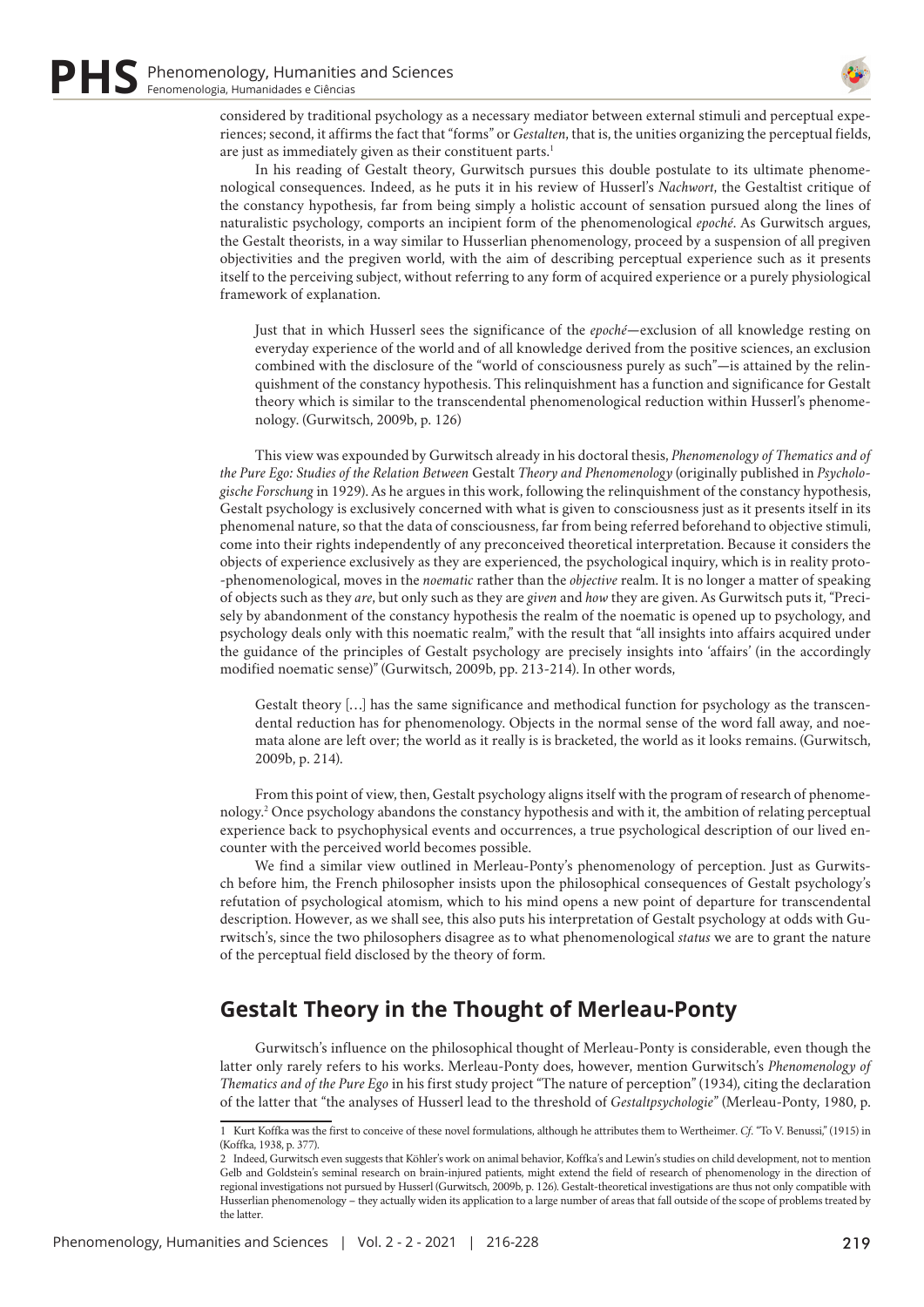considered by traditional psychology as a necessary mediator between external stimuli and perceptual experiences; second, it affirms the fact that "forms" or *Gestalten*, that is, the unities organizing the perceptual fields, are just as immediately given as their constituent parts.[1]

In his reading of Gestalt theory, Gurwitsch pursues this double postulate to its ultimate phenomenological consequences. Indeed, as he puts it in his review of Husserl's *Nachwort*, the Gestaltist critique of the constancy hypothesis, far from being simply a holistic account of sensation pursued along the lines of naturalistic psychology, comports an incipient form of the phenomenological *epoché*. As Gurwitsch argues, the Gestalt theorists, in a way similar to Husserlian phenomenology, proceed by a suspension of all pregiven objectivities and the pregiven world, with the aim of describing perceptual experience such as it presents itself to the perceiving subject, without referring to any form of acquired experience or a purely physiological framework of explanation.

> Just that in which Husserl sees the significance of the *epoché*—exclusion of all knowledge resting on everyday experience of the world and of all knowledge derived from the positive sciences, an exclusion combined with the disclosure of the "world of consciousness purely as such"—is attained by the relinquishment of the constancy hypothesis. This relinquishment has a function and significance for Gestalt theory which is similar to the transcendental phenomenological reduction within Husserl's phenomenology. (Gurwitsch, 2009b, p. 126)

This view was expounded by Gurwitsch already in his doctoral thesis, *Phenomenology of Thematics and of the Pure Ego: Studies of the Relation Between* Gestalt *Theory and Phenomenology* (originally published in *Psychologische Forschung* in 1929). As he argues in this work, following the relinquishment of the constancy hypothesis, Gestalt psychology is exclusively concerned with what is given to consciousness just as it presents itself in its phenomenal nature, so that the data of consciousness, far from being referred beforehand to objective stimuli, come into their rights independently of any preconceived theoretical interpretation. Because it considers the objects of experience exclusively as they are experienced, the psychological inquiry, which is in reality proto--phenomenological, moves in the *noematic* rather than the *objective* realm. It is no longer a matter of speaking of objects such as they *are*, but only such as they are *given* and *how* they are given. As Gurwitsch puts it, "Precisely by abandonment of the constancy hypothesis the realm of the noematic is opened up to psychology, and psychology deals only with this noematic realm," with the result that "all insights into affairs acquired under the guidance of the principles of Gestalt psychology are precisely insights into 'affairs' (in the accordingly modified noematic sense)" (Gurwitsch, 2009b, pp. 213-214). In other words,

> Gestalt theory […] has the same significance and methodical function for psychology as the transcendental reduction has for phenomenology. Objects in the normal sense of the word fall away, and noemata alone are left over; the world as it really is is bracketed, the world as it looks remains. (Gurwitsch, 2009b, p. 214).

From this point of view, then, Gestalt psychology aligns itself with the program of research of phenomenology.[2] Once psychology abandons the constancy hypothesis and with it, the ambition of relating perceptual experience back to psychophysical events and occurrences, a true psychological description of our lived encounter with the perceived world becomes possible.

We find a similar view outlined in Merleau-Ponty's phenomenology of perception. Just as Gurwitsch before him, the French philosopher insists upon the philosophical consequences of Gestalt psychology's refutation of psychological atomism, which to his mind opens a new point of departure for transcendental description. However, as we shall see, this also puts his interpretation of Gestalt psychology at odds with Gurwitsch's, since the two philosophers disagree as to what phenomenological *status* we are to grant the nature of the perceptual field disclosed by the theory of form.

## Gestalt Theory in the Thought of Merleau-Ponty

Gurwitsch's influence on the philosophical thought of Merleau-Ponty is considerable, even though the latter only rarely refers to his works. Merleau-Ponty does, however, mention Gurwitsch's *Phenomenology of Thematics and of the Pure Ego* in his first study project "The nature of perception" (1934), citing the declaration of the latter that "the analyses of Husserl lead to the threshold of *Gestaltpsychologie*" (Merleau-Ponty, 1980, p.

---

[1] Kurt Koffka was the first to conceive of these novel formulations, although he attributes them to Wertheimer. *Cf*. "To V. Benussi," (1915) in (Koffka, 1938, p. 377).

[2] Indeed, Gurwitsch even suggests that Köhler's work on animal behavior, Koffka's and Lewin's studies on child development, not to mention Gelb and Goldstein's seminal research on brain-injured patients, might extend the field of research of phenomenology in the direction of regional investigations not pursued by Husserl (Gurwitsch, 2009b, p. 126). Gestalt-theoretical investigations are thus not only compatible with Husserlian phenomenology – they actually widen its application to a large number of areas that fall outside of the scope of problems treated by the latter.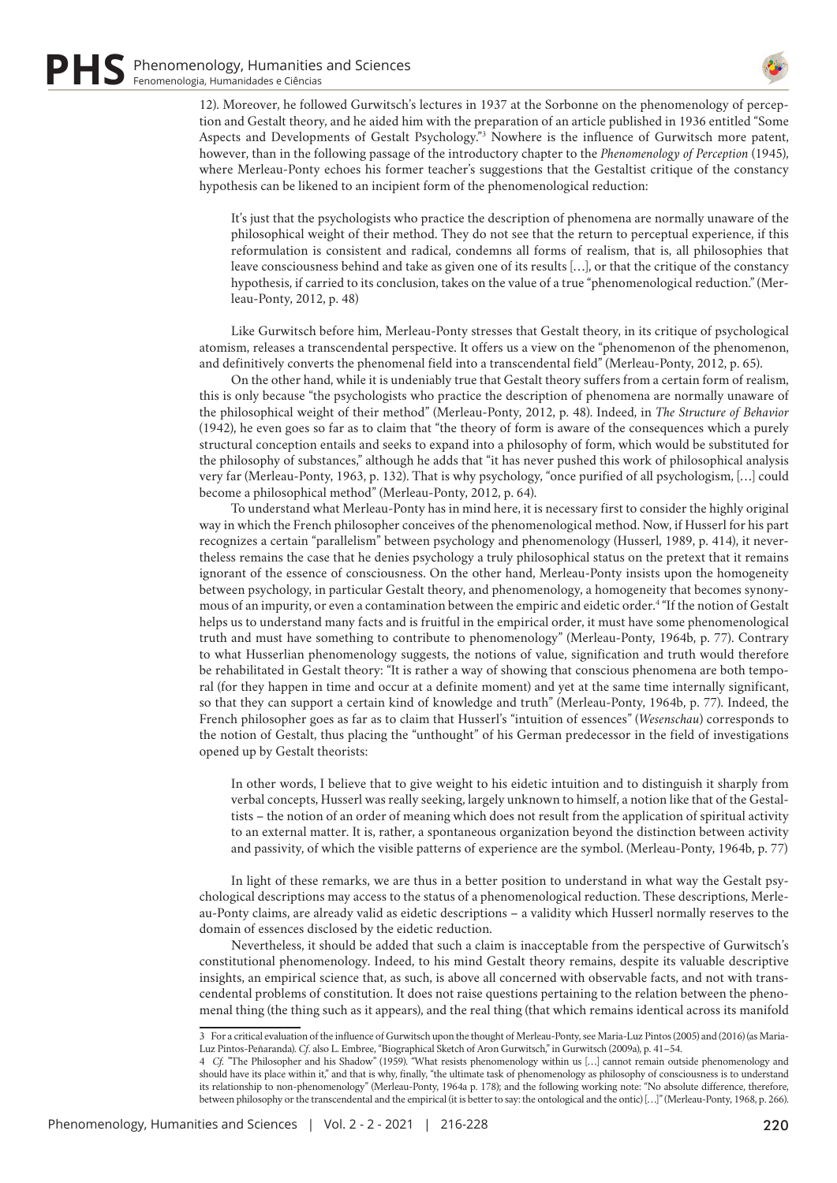12). Moreover, he followed Gurwitsch's lectures in 1937 at the Sorbonne on the phenomenology of perception and Gestalt theory, and he aided him with the preparation of an article published in 1936 entitled "Some Aspects and Developments of Gestalt Psychology."[3] Nowhere is the influence of Gurwitsch more patent, however, than in the following passage of the introductory chapter to the *Phenomenology of Perception* (1945), where Merleau-Ponty echoes his former teacher's suggestions that the Gestaltist critique of the constancy hypothesis can be likened to an incipient form of the phenomenological reduction:

> It's just that the psychologists who practice the description of phenomena are normally unaware of the philosophical weight of their method. They do not see that the return to perceptual experience, if this reformulation is consistent and radical, condemns all forms of realism, that is, all philosophies that leave consciousness behind and take as given one of its results […], or that the critique of the constancy hypothesis, if carried to its conclusion, takes on the value of a true "phenomenological reduction." (Merleau-Ponty, 2012, p. 48)

Like Gurwitsch before him, Merleau-Ponty stresses that Gestalt theory, in its critique of psychological atomism, releases a transcendental perspective. It offers us a view on the "phenomenon of the phenomenon, and definitively converts the phenomenal field into a transcendental field" (Merleau-Ponty, 2012, p. 65).

On the other hand, while it is undeniably true that Gestalt theory suffers from a certain form of realism, this is only because "the psychologists who practice the description of phenomena are normally unaware of the philosophical weight of their method" (Merleau-Ponty, 2012, p. 48). Indeed, in *The Structure of Behavior* (1942), he even goes so far as to claim that "the theory of form is aware of the consequences which a purely structural conception entails and seeks to expand into a philosophy of form, which would be substituted for the philosophy of substances," although he adds that "it has never pushed this work of philosophical analysis very far (Merleau-Ponty, 1963, p. 132). That is why psychology, "once purified of all psychologism, […] could become a philosophical method" (Merleau-Ponty, 2012, p. 64).

To understand what Merleau-Ponty has in mind here, it is necessary first to consider the highly original way in which the French philosopher conceives of the phenomenological method. Now, if Husserl for his part recognizes a certain "parallelism" between psychology and phenomenology (Husserl, 1989, p. 414), it nevertheless remains the case that he denies psychology a truly philosophical status on the pretext that it remains ignorant of the essence of consciousness. On the other hand, Merleau-Ponty insists upon the homogeneity between psychology, in particular Gestalt theory, and phenomenology, a homogeneity that becomes synonymous of an impurity, or even a contamination between the empiric and eidetic order.[4] "If the notion of Gestalt helps us to understand many facts and is fruitful in the empirical order, it must have some phenomenological truth and must have something to contribute to phenomenology" (Merleau-Ponty, 1964b, p. 77). Contrary to what Husserlian phenomenology suggests, the notions of value, signification and truth would therefore be rehabilitated in Gestalt theory: "It is rather a way of showing that conscious phenomena are both temporal (for they happen in time and occur at a definite moment) and yet at the same time internally significant, so that they can support a certain kind of knowledge and truth" (Merleau-Ponty, 1964b, p. 77). Indeed, the French philosopher goes as far as to claim that Husserl's "intuition of essences" (*Wesenschau*) corresponds to the notion of Gestalt, thus placing the "unthought" of his German predecessor in the field of investigations opened up by Gestalt theorists:

> In other words, I believe that to give weight to his eidetic intuition and to distinguish it sharply from verbal concepts, Husserl was really seeking, largely unknown to himself, a notion like that of the Gestaltists – the notion of an order of meaning which does not result from the application of spiritual activity to an external matter. It is, rather, a spontaneous organization beyond the distinction between activity and passivity, of which the visible patterns of experience are the symbol. (Merleau-Ponty, 1964b, p. 77)

In light of these remarks, we are thus in a better position to understand in what way the Gestalt psychological descriptions may access to the status of a phenomenological reduction. These descriptions, Merleau-Ponty claims, are already valid as eidetic descriptions – a validity which Husserl normally reserves to the domain of essences disclosed by the eidetic reduction.

Nevertheless, it should be added that such a claim is inacceptable from the perspective of Gurwitsch's constitutional phenomenology. Indeed, to his mind Gestalt theory remains, despite its valuable descriptive insights, an empirical science that, as such, is above all concerned with observable facts, and not with transcendental problems of constitution. It does not raise questions pertaining to the relation between the phenomenal thing (the thing such as it appears), and the real thing (that which remains identical across its manifold

---

[3] For a critical evaluation of the influence of Gurwitsch upon the thought of Merleau-Ponty, see Maria-Luz Pintos (2005) and (2016) (as Maria-Luz Pintos-Peñaranda). *Cf*. also L. Embree, "Biographical Sketch of Aron Gurwitsch," in Gurwitsch (2009a), p. 41–54.

[4] *Cf.* "The Philosopher and his Shadow" (1959). "What resists phenomenology within us […] cannot remain outside phenomenology and should have its place within it," and that is why, finally, "the ultimate task of phenomenology as philosophy of consciousness is to understand its relationship to non-phenomenology" (Merleau-Ponty, 1964a p. 178); and the following working note: "No absolute difference, therefore, between philosophy or the transcendental and the empirical (it is better to say: the ontological and the ontic) […]" (Merleau-Ponty, 1968, p. 266).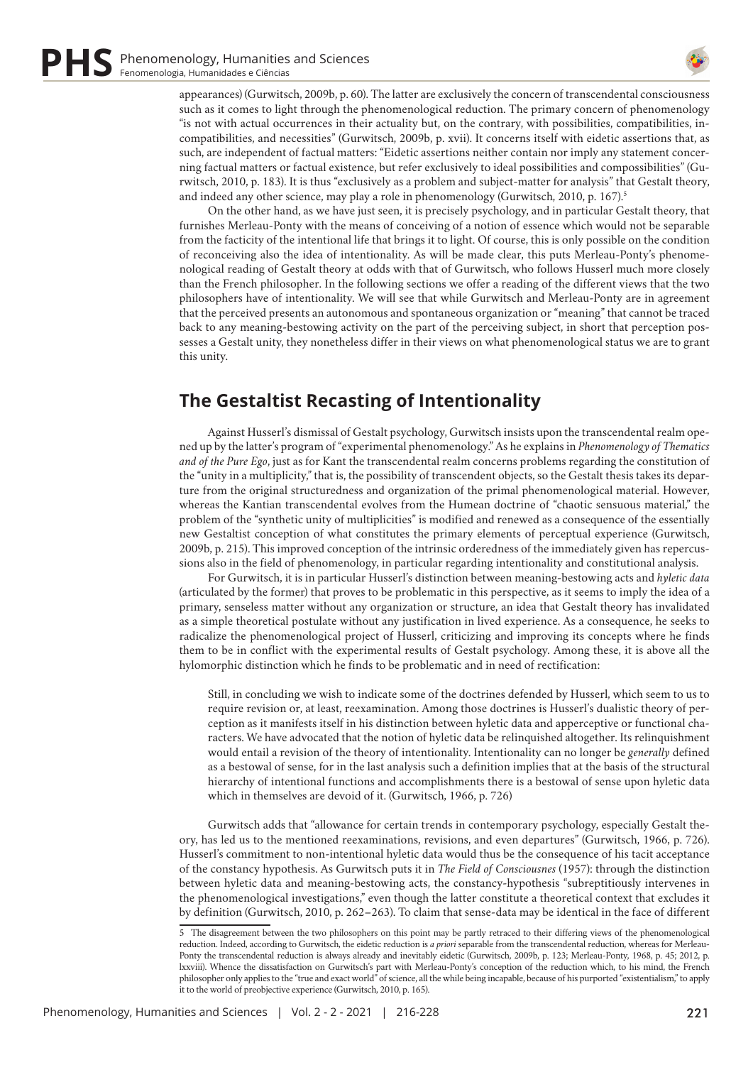appearances) (Gurwitsch, 2009b, p. 60). The latter are exclusively the concern of transcendental consciousness such as it comes to light through the phenomenological reduction. The primary concern of phenomenology "is not with actual occurrences in their actuality but, on the contrary, with possibilities, compatibilities, incompatibilities, and necessities" (Gurwitsch, 2009b, p. xvii). It concerns itself with eidetic assertions that, as such, are independent of factual matters: "Eidetic assertions neither contain nor imply any statement concerning factual matters or factual existence, but refer exclusively to ideal possibilities and compossibilities" (Gurwitsch, 2010, p. 183). It is thus "exclusively as a problem and subject-matter for analysis" that Gestalt theory, and indeed any other science, may play a role in phenomenology (Gurwitsch, 2010, p. 167).[5]

On the other hand, as we have just seen, it is precisely psychology, and in particular Gestalt theory, that furnishes Merleau-Ponty with the means of conceiving of a notion of essence which would not be separable from the facticity of the intentional life that brings it to light. Of course, this is only possible on the condition of reconceiving also the idea of intentionality. As will be made clear, this puts Merleau-Ponty's phenomenological reading of Gestalt theory at odds with that of Gurwitsch, who follows Husserl much more closely than the French philosopher. In the following sections we offer a reading of the different views that the two philosophers have of intentionality. We will see that while Gurwitsch and Merleau-Ponty are in agreement that the perceived presents an autonomous and spontaneous organization or "meaning" that cannot be traced back to any meaning-bestowing activity on the part of the perceiving subject, in short that perception possesses a Gestalt unity, they nonetheless differ in their views on what phenomenological status we are to grant this unity.

## The Gestaltist Recasting of Intentionality

Against Husserl's dismissal of Gestalt psychology, Gurwitsch insists upon the transcendental realm opened up by the latter's program of "experimental phenomenology." As he explains in *Phenomenology of Thematics and of the Pure Ego*, just as for Kant the transcendental realm concerns problems regarding the constitution of the "unity in a multiplicity," that is, the possibility of transcendent objects, so the Gestalt thesis takes its departure from the original structuredness and organization of the primal phenomenological material. However, whereas the Kantian transcendental evolves from the Humean doctrine of "chaotic sensuous material," the problem of the "synthetic unity of multiplicities" is modified and renewed as a consequence of the essentially new Gestaltist conception of what constitutes the primary elements of perceptual experience (Gurwitsch, 2009b, p. 215). This improved conception of the intrinsic orderedness of the immediately given has repercussions also in the field of phenomenology, in particular regarding intentionality and constitutional analysis.

For Gurwitsch, it is in particular Husserl's distinction between meaning-bestowing acts and *hyletic data* (articulated by the former) that proves to be problematic in this perspective, as it seems to imply the idea of a primary, senseless matter without any organization or structure, an idea that Gestalt theory has invalidated as a simple theoretical postulate without any justification in lived experience. As a consequence, he seeks to radicalize the phenomenological project of Husserl, criticizing and improving its concepts where he finds them to be in conflict with the experimental results of Gestalt psychology. Among these, it is above all the hylomorphic distinction which he finds to be problematic and in need of rectification:

> Still, in concluding we wish to indicate some of the doctrines defended by Husserl, which seem to us to require revision or, at least, reexamination. Among those doctrines is Husserl's dualistic theory of perception as it manifests itself in his distinction between hyletic data and apperceptive or functional characters. We have advocated that the notion of hyletic data be relinquished altogether. Its relinquishment would entail a revision of the theory of intentionality. Intentionality can no longer be *generally* defined as a bestowal of sense, for in the last analysis such a definition implies that at the basis of the structural hierarchy of intentional functions and accomplishments there is a bestowal of sense upon hyletic data which in themselves are devoid of it. (Gurwitsch, 1966, p. 726)

Gurwitsch adds that "allowance for certain trends in contemporary psychology, especially Gestalt theory, has led us to the mentioned reexaminations, revisions, and even departures" (Gurwitsch, 1966, p. 726). Husserl's commitment to non-intentional hyletic data would thus be the consequence of his tacit acceptance of the constancy hypothesis. As Gurwitsch puts it in *The Field of Consciousnes* (1957): through the distinction between hyletic data and meaning-bestowing acts, the constancy-hypothesis "subreptitiously intervenes in the phenomenological investigations," even though the latter constitute a theoretical context that excludes it by definition (Gurwitsch, 2010, p. 262–263). To claim that sense-data may be identical in the face of different

---

5 The disagreement between the two philosophers on this point may be partly retraced to their differing views of the phenomenological reduction. Indeed, according to Gurwitsch, the eidetic reduction is *a priori* separable from the transcendental reduction, whereas for Merleau-Ponty the transcendental reduction is always already and inevitably eidetic (Gurwitsch, 2009b, p. 123; Merleau-Ponty, 1968, p. 45; 2012, p. lxxviii). Whence the dissatisfaction on Gurwitsch's part with Merleau-Ponty's conception of the reduction which, to his mind, the French philosopher only applies to the "true and exact world" of science, all the while being incapable, because of his purported "existentialism," to apply it to the world of preobjective experience (Gurwitsch, 2010, p. 165).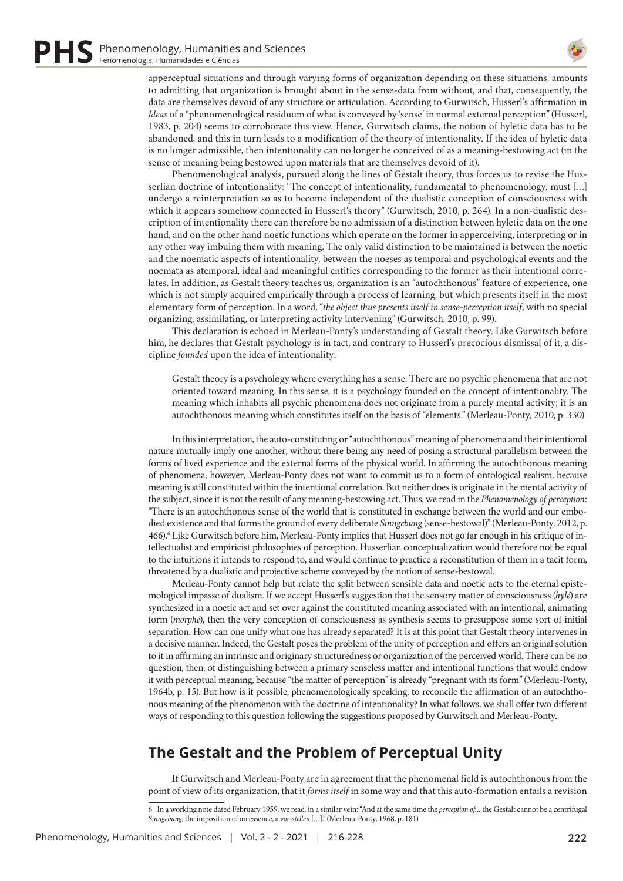apperceptual situations and through varying forms of organization depending on these situations, amounts to admitting that organization is brought about in the sense-data from without, and that, consequently, the data are themselves devoid of any structure or articulation. According to Gurwitsch, Husserl's affirmation in *Ideas* of a "phenomenological residuum of what is conveyed by 'sense' in normal external perception" (Husserl, 1983, p. 204) seems to corroborate this view. Hence, Gurwitsch claims, the notion of hyletic data has to be abandoned, and this in turn leads to a modification of the theory of intentionality. If the idea of hyletic data is no longer admissible, then intentionality can no longer be conceived of as a meaning-bestowing act (in the sense of meaning being bestowed upon materials that are themselves devoid of it).

Phenomenological analysis, pursued along the lines of Gestalt theory, thus forces us to revise the Husserlian doctrine of intentionality: "The concept of intentionality, fundamental to phenomenology, must […] undergo a reinterpretation so as to become independent of the dualistic conception of consciousness with which it appears somehow connected in Husserl's theory" (Gurwitsch, 2010, p. 264). In a non-dualistic description of intentionality there can therefore be no admission of a distinction between hyletic data on the one hand, and on the other hand noetic functions which operate on the former in apperceiving, interpreting or in any other way imbuing them with meaning. The only valid distinction to be maintained is between the noetic and the noematic aspects of intentionality, between the noeses as temporal and psychological events and the noemata as atemporal, ideal and meaningful entities corresponding to the former as their intentional correlates. In addition, as Gestalt theory teaches us, organization is an "autochthonous" feature of experience, one which is not simply acquired empirically through a process of learning, but which presents itself in the most elementary form of perception. In a word, "*the object thus presents itself in sense-perception itself*, with no special organizing, assimilating, or interpreting activity intervening" (Gurwitsch, 2010, p. 99).

This declaration is echoed in Merleau-Ponty's understanding of Gestalt theory. Like Gurwitsch before him, he declares that Gestalt psychology is in fact, and contrary to Husserl's precocious dismissal of it, a discipline *founded* upon the idea of intentionality:

> Gestalt theory is a psychology where everything has a sense. There are no psychic phenomena that are not oriented toward meaning. In this sense, it is a psychology founded on the concept of intentionality. The meaning which inhabits all psychic phenomena does not originate from a purely mental activity; it is an autochthonous meaning which constitutes itself on the basis of "elements." (Merleau-Ponty, 2010, p. 330)

In this interpretation, the auto-constituting or "autochthonous" meaning of phenomena and their intentional nature mutually imply one another, without there being any need of posing a structural parallelism between the forms of lived experience and the external forms of the physical world. In affirming the autochthonous meaning of phenomena, however, Merleau-Ponty does not want to commit us to a form of ontological realism, because meaning is still constituted within the intentional correlation. But neither does is originate in the mental activity of the subject, since it is not the result of any meaning-bestowing act. Thus, we read in the *Phenomenology of perception*: "There is an autochthonous sense of the world that is constituted in exchange between the world and our embodied existence and that forms the ground of every deliberate *Sinngebung* (sense-bestowal)" (Merleau-Ponty, 2012, p. 466).[6] Like Gurwitsch before him, Merleau-Ponty implies that Husserl does not go far enough in his critique of intellectualist and empiricist philosophies of perception. Husserlian conceptualization would therefore not be equal to the intuitions it intends to respond to, and would continue to practice a reconstitution of them in a tacit form, threatened by a dualistic and projective scheme conveyed by the notion of sense-bestowal.

Merleau-Ponty cannot help but relate the split between sensible data and noetic acts to the eternal epistemological impasse of dualism. If we accept Husserl's suggestion that the sensory matter of consciousness (*hylé*) are synthesized in a noetic act and set over against the constituted meaning associated with an intentional, animating form (*morphé*), then the very conception of consciousness as synthesis seems to presuppose some sort of initial separation. How can one unify what one has already separated? It is at this point that Gestalt theory intervenes in a decisive manner. Indeed, the Gestalt poses the problem of the unity of perception and offers an original solution to it in affirming an intrinsic and originary structuredness or organization of the perceived world. There can be no question, then, of distinguishing between a primary senseless matter and intentional functions that would endow it with perceptual meaning, because "the matter of perception" is already "pregnant with its form" (Merleau-Ponty, 1964b, p. 15). But how is it possible, phenomenologically speaking, to reconcile the affirmation of an autochthonous meaning of the phenomenon with the doctrine of intentionality? In what follows, we shall offer two different ways of responding to this question following the suggestions proposed by Gurwitsch and Merleau-Ponty.

## The Gestalt and the Problem of Perceptual Unity

If Gurwitsch and Merleau-Ponty are in agreement that the phenomenal field is autochthonous from the point of view of its organization, that it *forms itself* in some way and that this auto-formation entails a revision

---

6 In a working note dated February 1959, we read, in a similar vein: "And at the same time the *perception of*... the Gestalt cannot be a centrifugal *Sinngebung*, the imposition of an essence, a *vor-stellen* […]." (Merleau-Ponty, 1968, p. 181)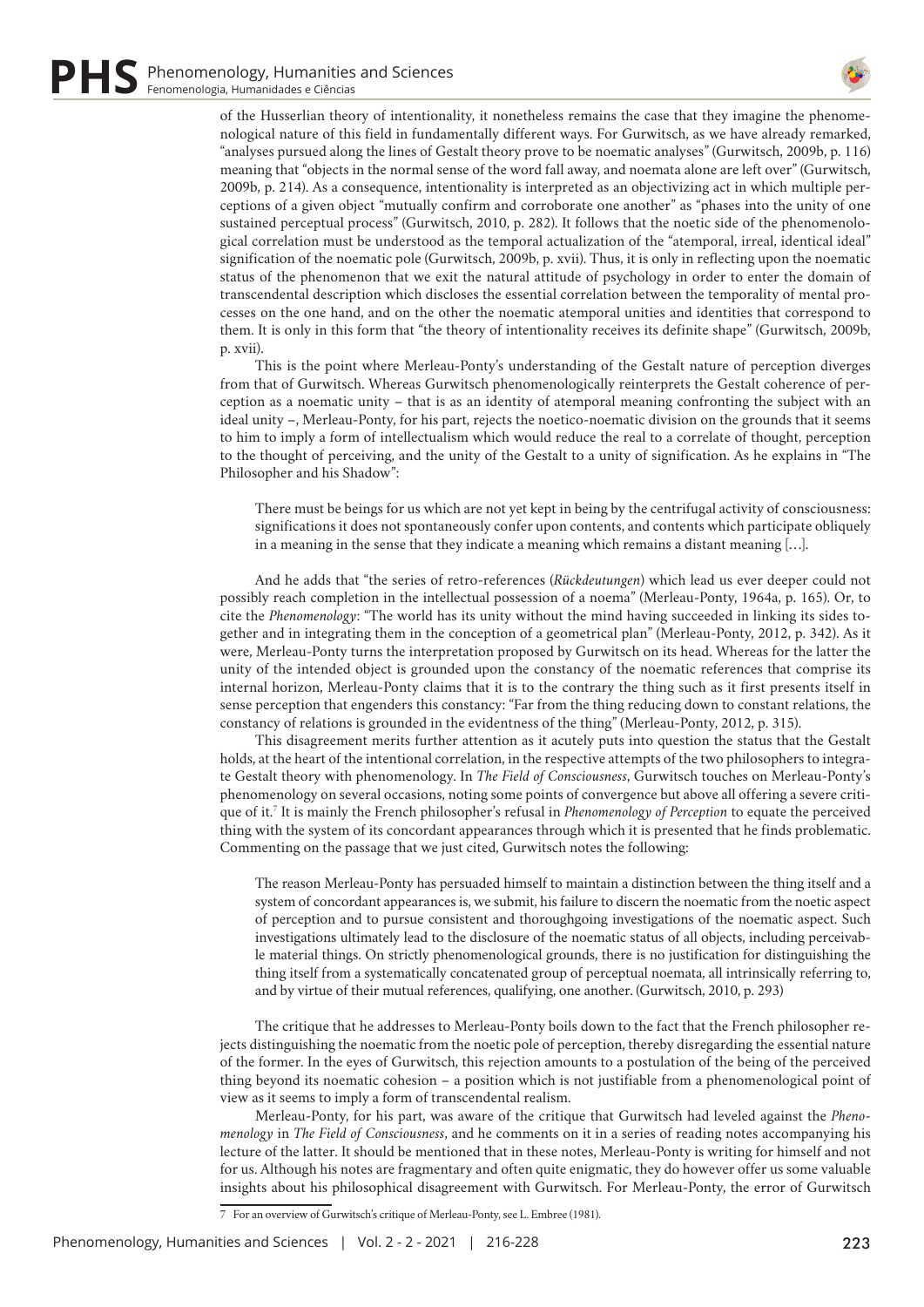of the Husserlian theory of intentionality, it nonetheless remains the case that they imagine the phenomenological nature of this field in fundamentally different ways. For Gurwitsch, as we have already remarked, "analyses pursued along the lines of Gestalt theory prove to be noematic analyses" (Gurwitsch, 2009b, p. 116) meaning that "objects in the normal sense of the word fall away, and noemata alone are left over" (Gurwitsch, 2009b, p. 214). As a consequence, intentionality is interpreted as an objectivizing act in which multiple perceptions of a given object "mutually confirm and corroborate one another" as "phases into the unity of one sustained perceptual process" (Gurwitsch, 2010, p. 282). It follows that the noetic side of the phenomenological correlation must be understood as the temporal actualization of the "atemporal, irreal, identical ideal" signification of the noematic pole (Gurwitsch, 2009b, p. xvii). Thus, it is only in reflecting upon the noematic status of the phenomenon that we exit the natural attitude of psychology in order to enter the domain of transcendental description which discloses the essential correlation between the temporality of mental processes on the one hand, and on the other the noematic atemporal unities and identities that correspond to them. It is only in this form that "the theory of intentionality receives its definite shape" (Gurwitsch, 2009b, p. xvii).

This is the point where Merleau-Ponty's understanding of the Gestalt nature of perception diverges from that of Gurwitsch. Whereas Gurwitsch phenomenologically reinterprets the Gestalt coherence of perception as a noematic unity – that is as an identity of atemporal meaning confronting the subject with an ideal unity –, Merleau-Ponty, for his part, rejects the noetico-noematic division on the grounds that it seems to him to imply a form of intellectualism which would reduce the real to a correlate of thought, perception to the thought of perceiving, and the unity of the Gestalt to a unity of signification. As he explains in "The Philosopher and his Shadow":

> There must be beings for us which are not yet kept in being by the centrifugal activity of consciousness: significations it does not spontaneously confer upon contents, and contents which participate obliquely in a meaning in the sense that they indicate a meaning which remains a distant meaning […].

And he adds that "the series of retro-references (*Rückdeutungen*) which lead us ever deeper could not possibly reach completion in the intellectual possession of a noema" (Merleau-Ponty, 1964a, p. 165). Or, to cite the *Phenomenology*: "The world has its unity without the mind having succeeded in linking its sides together and in integrating them in the conception of a geometrical plan" (Merleau-Ponty, 2012, p. 342). As it were, Merleau-Ponty turns the interpretation proposed by Gurwitsch on its head. Whereas for the latter the unity of the intended object is grounded upon the constancy of the noematic references that comprise its internal horizon, Merleau-Ponty claims that it is to the contrary the thing such as it first presents itself in sense perception that engenders this constancy: "Far from the thing reducing down to constant relations, the constancy of relations is grounded in the evidentness of the thing" (Merleau-Ponty, 2012, p. 315).

This disagreement merits further attention as it acutely puts into question the status that the Gestalt holds, at the heart of the intentional correlation, in the respective attempts of the two philosophers to integrate Gestalt theory with phenomenology. In *The Field of Consciousness*, Gurwitsch touches on Merleau-Ponty's phenomenology on several occasions, noting some points of convergence but above all offering a severe critique of it.[7] It is mainly the French philosopher's refusal in *Phenomenology of Perception* to equate the perceived thing with the system of its concordant appearances through which it is presented that he finds problematic. Commenting on the passage that we just cited, Gurwitsch notes the following:

> The reason Merleau-Ponty has persuaded himself to maintain a distinction between the thing itself and a system of concordant appearances is, we submit, his failure to discern the noematic from the noetic aspect of perception and to pursue consistent and thoroughgoing investigations of the noematic aspect. Such investigations ultimately lead to the disclosure of the noematic status of all objects, including perceivable material things. On strictly phenomenological grounds, there is no justification for distinguishing the thing itself from a systematically concatenated group of perceptual noemata, all intrinsically referring to, and by virtue of their mutual references, qualifying, one another. (Gurwitsch, 2010, p. 293)

The critique that he addresses to Merleau-Ponty boils down to the fact that the French philosopher rejects distinguishing the noematic from the noetic pole of perception, thereby disregarding the essential nature of the former. In the eyes of Gurwitsch, this rejection amounts to a postulation of the being of the perceived thing beyond its noematic cohesion – a position which is not justifiable from a phenomenological point of view as it seems to imply a form of transcendental realism.

Merleau-Ponty, for his part, was aware of the critique that Gurwitsch had leveled against the *Phenomenology* in *The Field of Consciousness*, and he comments on it in a series of reading notes accompanying his lecture of the latter. It should be mentioned that in these notes, Merleau-Ponty is writing for himself and not for us. Although his notes are fragmentary and often quite enigmatic, they do however offer us some valuable insights about his philosophical disagreement with Gurwitsch. For Merleau-Ponty, the error of Gurwitsch

---

7 For an overview of Gurwitsch's critique of Merleau-Ponty, see L. Embree (1981).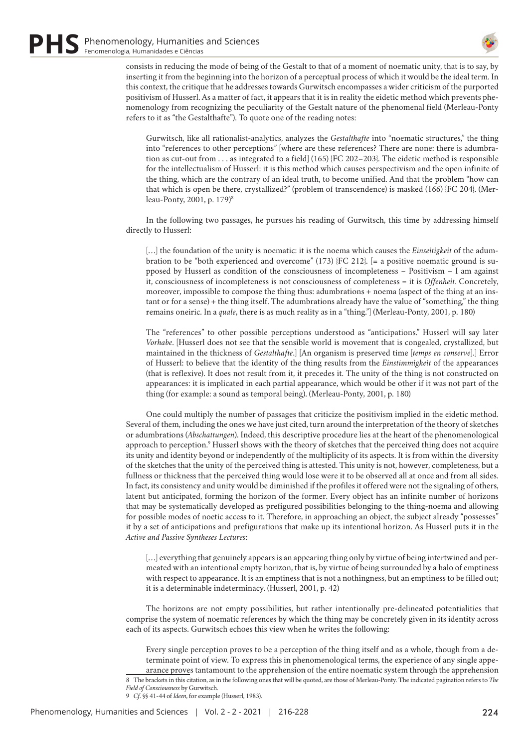consists in reducing the mode of being of the Gestalt to that of a moment of noematic unity, that is to say, by inserting it from the beginning into the horizon of a perceptual process of which it would be the ideal term. In this context, the critique that he addresses towards Gurwitsch encompasses a wider criticism of the purported positivism of Husserl. As a matter of fact, it appears that it is in reality the eidetic method which prevents phenomenology from recognizing the peculiarity of the Gestalt nature of the phenomenal field (Merleau-Ponty refers to it as "the Gestalthafte"). To quote one of the reading notes:

> Gurwitsch, like all rationalist-analytics, analyzes the *Gestalthafte* into "noematic structures," the thing into "references to other perceptions" [where are these references? There are none: there is adumbration as cut-out from . . . as integrated to a field] (165) {FC 202–203}. The eidetic method is responsible for the intellectualism of Husserl: it is this method which causes perspectivism and the open infinite of the thing, which are the contrary of an ideal truth, to become unified. And that the problem "how can that which is open be there, crystallized?" (problem of transcendence) is masked (166) {FC 204}. (Merleau-Ponty, 2001, p. 179)[8]

In the following two passages, he pursues his reading of Gurwitsch, this time by addressing himself directly to Husserl:

> […] the foundation of the unity is noematic: it is the noema which causes the *Einseitigkeit* of the adumbration to be "both experienced and overcome" (173) {FC 212}. [= a positive noematic ground is supposed by Husserl as condition of the consciousness of incompleteness – Positivism – I am against it, consciousness of incompleteness is not consciousness of completeness = it is *Offenheit*. Concretely, moreover, impossible to compose the thing thus: adumbrations + noema (aspect of the thing at an instant or for a sense) + the thing itself. The adumbrations already have the value of "something," the thing remains oneiric. In a *quale*, there is as much reality as in a "thing."] (Merleau-Ponty, 2001, p. 180)

> The "references" to other possible perceptions understood as "anticipations." Husserl will say later *Vorhabe*. [Husserl does not see that the sensible world is movement that is congealed, crystallized, but maintained in the thickness of *Gestalthafte*.] [An organism is preserved time [*temps en conserve*].] Error of Husserl: to believe that the identity of the thing results from the *Einstimmigkeit* of the appearances (that is reflexive). It does not result from it, it precedes it. The unity of the thing is not constructed on appearances: it is implicated in each partial appearance, which would be other if it was not part of the thing (for example: a sound as temporal being). (Merleau-Ponty, 2001, p. 180)

One could multiply the number of passages that criticize the positivism implied in the eidetic method. Several of them, including the ones we have just cited, turn around the interpretation of the theory of sketches or adumbrations (*Abschattungen*). Indeed, this descriptive procedure lies at the heart of the phenomenological approach to perception.[9] Husserl shows with the theory of sketches that the perceived thing does not acquire its unity and identity beyond or independently of the multiplicity of its aspects. It is from within the diversity of the sketches that the unity of the perceived thing is attested. This unity is not, however, completeness, but a fullness or thickness that the perceived thing would lose were it to be observed all at once and from all sides. In fact, its consistency and unity would be diminished if the profiles it offered were not the signaling of others, latent but anticipated, forming the horizon of the former. Every object has an infinite number of horizons that may be systematically developed as prefigured possibilities belonging to the thing-noema and allowing for possible modes of noetic access to it. Therefore, in approaching an object, the subject already "possesses" it by a set of anticipations and prefigurations that make up its intentional horizon. As Husserl puts it in the *Active and Passive Syntheses Lectures*:

> […] everything that genuinely appears is an appearing thing only by virtue of being intertwined and permeated with an intentional empty horizon, that is, by virtue of being surrounded by a halo of emptiness with respect to appearance. It is an emptiness that is not a nothingness, but an emptiness to be filled out; it is a determinable indeterminacy. (Husserl, 2001, p. 42)

The horizons are not empty possibilities, but rather intentionally pre-delineated potentialities that comprise the system of noematic references by which the thing may be concretely given in its identity across each of its aspects. Gurwitsch echoes this view when he writes the following:

> Every single perception proves to be a perception of the thing itself and as a whole, though from a determinate point of view. To express this in phenomenological terms, the experience of any single appearance proves tantamount to the apprehension of the entire noematic system through the apprehension

8 The brackets in this citation, as in the following ones that will be quoted, are those of Merleau-Ponty. The indicated pagination refers to *The Field of Consciousness* by Gurwitsch.

9 *Cf*. §§ 41-44 of *Ideen*, for example (Husserl, 1983).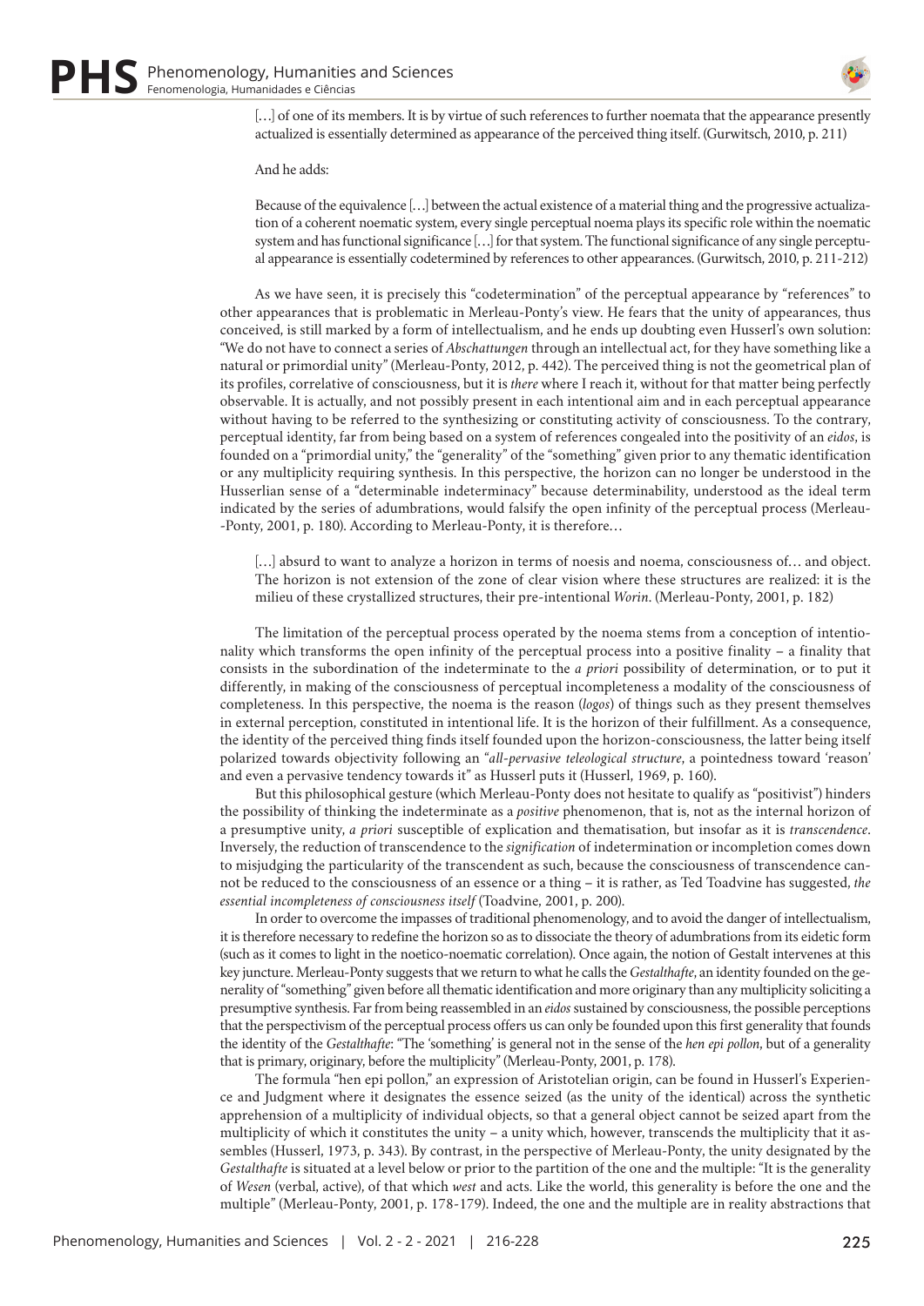> […] of one of its members. It is by virtue of such references to further noemata that the appearance presently actualized is essentially determined as appearance of the perceived thing itself. (Gurwitsch, 2010, p. 211)

And he adds:

> Because of the equivalence […] between the actual existence of a material thing and the progressive actualization of a coherent noematic system, every single perceptual noema plays its specific role within the noematic system and has functional significance […] for that system. The functional significance of any single perceptual appearance is essentially codetermined by references to other appearances. (Gurwitsch, 2010, p. 211-212)

As we have seen, it is precisely this "codetermination" of the perceptual appearance by "references" to other appearances that is problematic in Merleau-Ponty's view. He fears that the unity of appearances, thus conceived, is still marked by a form of intellectualism, and he ends up doubting even Husserl's own solution: "We do not have to connect a series of *Abschattungen* through an intellectual act, for they have something like a natural or primordial unity" (Merleau-Ponty, 2012, p. 442). The perceived thing is not the geometrical plan of its profiles, correlative of consciousness, but it is *there* where I reach it, without for that matter being perfectly observable. It is actually, and not possibly present in each intentional aim and in each perceptual appearance without having to be referred to the synthesizing or constituting activity of consciousness. To the contrary, perceptual identity, far from being based on a system of references congealed into the positivity of an *eidos*, is founded on a "primordial unity," the "generality" of the "something" given prior to any thematic identification or any multiplicity requiring synthesis. In this perspective, the horizon can no longer be understood in the Husserlian sense of a "determinable indeterminacy" because determinability, understood as the ideal term indicated by the series of adumbrations, would falsify the open infinity of the perceptual process (Merleau-Ponty, 2001, p. 180). According to Merleau-Ponty, it is therefore…

> […] absurd to want to analyze a horizon in terms of noesis and noema, consciousness of… and object. The horizon is not extension of the zone of clear vision where these structures are realized: it is the milieu of these crystallized structures, their pre-intentional *Worin*. (Merleau-Ponty, 2001, p. 182)

The limitation of the perceptual process operated by the noema stems from a conception of intentionality which transforms the open infinity of the perceptual process into a positive finality – a finality that consists in the subordination of the indeterminate to the *a priori* possibility of determination, or to put it differently, in making of the consciousness of perceptual incompleteness a modality of the consciousness of completeness. In this perspective, the noema is the reason (*logos*) of things such as they present themselves in external perception, constituted in intentional life. It is the horizon of their fulfillment. As a consequence, the identity of the perceived thing finds itself founded upon the horizon-consciousness, the latter being itself polarized towards objectivity following an "*all-pervasive teleological structure*, a pointedness toward 'reason' and even a pervasive tendency towards it" as Husserl puts it (Husserl, 1969, p. 160).

But this philosophical gesture (which Merleau-Ponty does not hesitate to qualify as "positivist") hinders the possibility of thinking the indeterminate as a *positive* phenomenon, that is, not as the internal horizon of a presumptive unity, *a priori* susceptible of explication and thematisation, but insofar as it is *transcendence*. Inversely, the reduction of transcendence to the *signification* of indetermination or incompletion comes down to misjudging the particularity of the transcendent as such, because the consciousness of transcendence cannot be reduced to the consciousness of an essence or a thing – it is rather, as Ted Toadvine has suggested, *the essential incompleteness of consciousness itself* (Toadvine, 2001, p. 200).

In order to overcome the impasses of traditional phenomenology, and to avoid the danger of intellectualism, it is therefore necessary to redefine the horizon so as to dissociate the theory of adumbrations from its eidetic form (such as it comes to light in the noetico-noematic correlation). Once again, the notion of Gestalt intervenes at this key juncture. Merleau-Ponty suggests that we return to what he calls the *Gestalthafte*, an identity founded on the generality of "something" given before all thematic identification and more originary than any multiplicity soliciting a presumptive synthesis. Far from being reassembled in an *eidos* sustained by consciousness, the possible perceptions that the perspectivism of the perceptual process offers us can only be founded upon this first generality that founds the identity of the *Gestalthafte*: "The 'something' is general not in the sense of the *hen epi pollon*, but of a generality that is primary, originary, before the multiplicity" (Merleau-Ponty, 2001, p. 178).

The formula "hen epi pollon," an expression of Aristotelian origin, can be found in Husserl's Experience and Judgment where it designates the essence seized (as the unity of the identical) across the synthetic apprehension of a multiplicity of individual objects, so that a general object cannot be seized apart from the multiplicity of which it constitutes the unity – a unity which, however, transcends the multiplicity that it assembles (Husserl, 1973, p. 343). By contrast, in the perspective of Merleau-Ponty, the unity designated by the *Gestalthafte* is situated at a level below or prior to the partition of the one and the multiple: "It is the generality of *Wesen* (verbal, active), of that which *west* and acts. Like the world, this generality is before the one and the multiple" (Merleau-Ponty, 2001, p. 178-179). Indeed, the one and the multiple are in reality abstractions that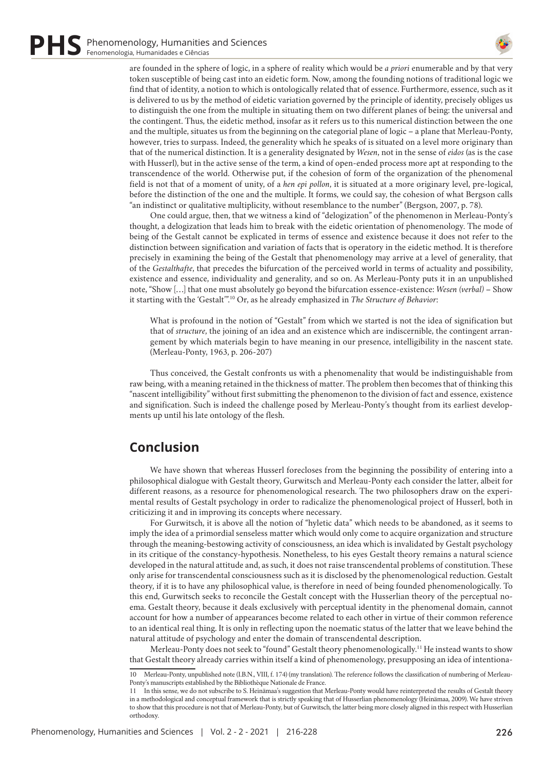are founded in the sphere of logic, in a sphere of reality which would be *a priori* enumerable and by that very token susceptible of being cast into an eidetic form. Now, among the founding notions of traditional logic we find that of identity, a notion to which is ontologically related that of essence. Furthermore, essence, such as it is delivered to us by the method of eidetic variation governed by the principle of identity, precisely obliges us to distinguish the one from the multiple in situating them on two different planes of being: the universal and the contingent. Thus, the eidetic method, insofar as it refers us to this numerical distinction between the one and the multiple, situates us from the beginning on the categorial plane of logic – a plane that Merleau-Ponty, however, tries to surpass. Indeed, the generality which he speaks of is situated on a level more originary than that of the numerical distinction. It is a generality designated by *Wesen*, not in the sense of *eidos* (as is the case with Husserl), but in the active sense of the term, a kind of open-ended process more apt at responding to the transcendence of the world. Otherwise put, if the cohesion of form of the organization of the phenomenal field is not that of a moment of unity, of a *hen epi pollon*, it is situated at a more originary level, pre-logical, before the distinction of the one and the multiple. It forms, we could say, the cohesion of what Bergson calls "an indistinct or qualitative multiplicity, without resemblance to the number" (Bergson, 2007, p. 78).

One could argue, then, that we witness a kind of "delogization" of the phenomenon in Merleau-Ponty's thought, a delogization that leads him to break with the eidetic orientation of phenomenology. The mode of being of the Gestalt cannot be explicated in terms of essence and existence because it does not refer to the distinction between signification and variation of facts that is operatory in the eidetic method. It is therefore precisely in examining the being of the Gestalt that phenomenology may arrive at a level of generality, that of the *Gestalthafte*, that precedes the bifurcation of the perceived world in terms of actuality and possibility, existence and essence, individuality and generality, and so on. As Merleau-Ponty puts it in an unpublished note, "Show […] that one must absolutely go beyond the bifurcation essence-existence: *Wesen (verbal)* – Show it starting with the 'Gestalt'".[10] Or, as he already emphasized in *The Structure of Behavior*:

> What is profound in the notion of "Gestalt" from which we started is not the idea of signification but that of *structure*, the joining of an idea and an existence which are indiscernible, the contingent arrangement by which materials begin to have meaning in our presence, intelligibility in the nascent state. (Merleau-Ponty, 1963, p. 206-207)

Thus conceived, the Gestalt confronts us with a phenomenality that would be indistinguishable from raw being, with a meaning retained in the thickness of matter. The problem then becomes that of thinking this "nascent intelligibility" without first submitting the phenomenon to the division of fact and essence, existence and signification. Such is indeed the challenge posed by Merleau-Ponty's thought from its earliest developments up until his late ontology of the flesh.

## Conclusion

We have shown that whereas Husserl forecloses from the beginning the possibility of entering into a philosophical dialogue with Gestalt theory, Gurwitsch and Merleau-Ponty each consider the latter, albeit for different reasons, as a resource for phenomenological research. The two philosophers draw on the experimental results of Gestalt psychology in order to radicalize the phenomenological project of Husserl, both in criticizing it and in improving its concepts where necessary.

For Gurwitsch, it is above all the notion of "hyletic data" which needs to be abandoned, as it seems to imply the idea of a primordial senseless matter which would only come to acquire organization and structure through the meaning-bestowing activity of consciousness, an idea which is invalidated by Gestalt psychology in its critique of the constancy-hypothesis. Nonetheless, to his eyes Gestalt theory remains a natural science developed in the natural attitude and, as such, it does not raise transcendental problems of constitution. These only arise for transcendental consciousness such as it is disclosed by the phenomenological reduction. Gestalt theory, if it is to have any philosophical value, is therefore in need of being founded phenomenologically. To this end, Gurwitsch seeks to reconcile the Gestalt concept with the Husserlian theory of the perceptual noema. Gestalt theory, because it deals exclusively with perceptual identity in the phenomenal domain, cannot account for how a number of appearances become related to each other in virtue of their common reference to an identical real thing. It is only in reflecting upon the noematic status of the latter that we leave behind the natural attitude of psychology and enter the domain of transcendental description.

Merleau-Ponty does not seek to "found" Gestalt theory phenomenologically.[11] He instead wants to show that Gestalt theory already carries within itself a kind of phenomenology, presupposing an idea of intentiona-

---

10 Merleau-Ponty, unpublished note (I.B.N., VIII, f. 174) (my translation). The reference follows the classification of numbering of Merleau-Ponty's manuscripts established by the Bibliothèque Nationale de France.

11 In this sense, we do not subscribe to S. Heinämaa's suggestion that Merleau-Ponty would have reinterpreted the results of Gestalt theory in a methodological and conceptual framework that is strictly speaking that of Husserlian phenomenology (Heinämaa, 2009). We have striven to show that this procedure is not that of Merleau-Ponty, but of Gurwitsch, the latter being more closely aligned in this respect with Husserlian orthodoxy.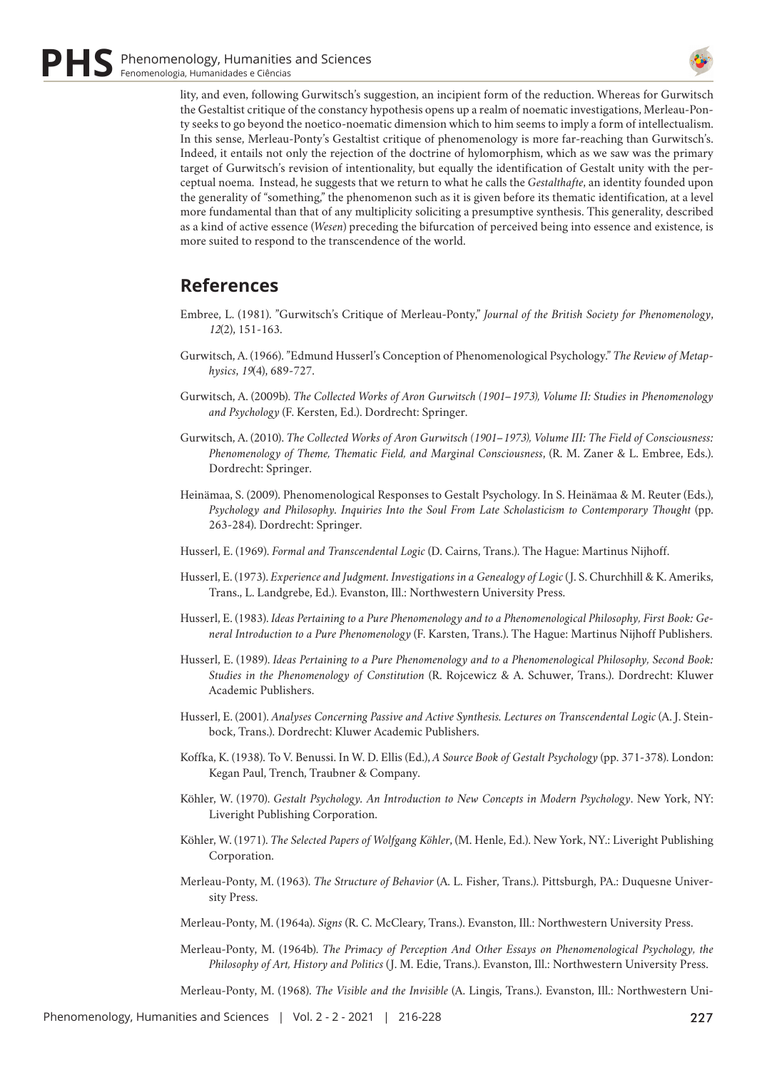lity, and even, following Gurwitsch's suggestion, an incipient form of the reduction. Whereas for Gurwitsch the Gestaltist critique of the constancy hypothesis opens up a realm of noematic investigations, Merleau-Ponty seeks to go beyond the noetico-noematic dimension which to him seems to imply a form of intellectualism. In this sense, Merleau-Ponty's Gestaltist critique of phenomenology is more far-reaching than Gurwitsch's. Indeed, it entails not only the rejection of the doctrine of hylomorphism, which as we saw was the primary target of Gurwitsch's revision of intentionality, but equally the identification of Gestalt unity with the perceptual noema. Instead, he suggests that we return to what he calls the *Gestalthafte*, an identity founded upon the generality of "something," the phenomenon such as it is given before its thematic identification, at a level more fundamental than that of any multiplicity soliciting a presumptive synthesis. This generality, described as a kind of active essence (*Wesen*) preceding the bifurcation of perceived being into essence and existence, is more suited to respond to the transcendence of the world.

## References

Embree, L. (1981). "Gurwitsch's Critique of Merleau-Ponty," *Journal of the British Society for Phenomenology*, *12*(2), 151-163.

Gurwitsch, A. (1966). "Edmund Husserl's Conception of Phenomenological Psychology." *The Review of Metaphysics*, *19*(4), 689-727.

Gurwitsch, A. (2009b). *The Collected Works of Aron Gurwitsch (1901–1973), Volume II: Studies in Phenomenology and Psychology* (F. Kersten, Ed.). Dordrecht: Springer.

Gurwitsch, A. (2010). *The Collected Works of Aron Gurwitsch (1901–1973), Volume III: The Field of Consciousness: Phenomenology of Theme, Thematic Field, and Marginal Consciousness*, (R. M. Zaner & L. Embree, Eds.). Dordrecht: Springer.

Heinämaa, S. (2009). Phenomenological Responses to Gestalt Psychology. In S. Heinämaa & M. Reuter (Eds.), *Psychology and Philosophy. Inquiries Into the Soul From Late Scholasticism to Contemporary Thought* (pp. 263-284). Dordrecht: Springer.

Husserl, E. (1969). *Formal and Transcendental Logic* (D. Cairns, Trans.). The Hague: Martinus Nijhoff.

Husserl, E. (1973). *Experience and Judgment. Investigations in a Genealogy of Logic* (J. S. Churchhill & K. Ameriks, Trans., L. Landgrebe, Ed.). Evanston, Ill.: Northwestern University Press.

Husserl, E. (1983). *Ideas Pertaining to a Pure Phenomenology and to a Phenomenological Philosophy, First Book: General Introduction to a Pure Phenomenology* (F. Karsten, Trans.). The Hague: Martinus Nijhoff Publishers.

Husserl, E. (1989). *Ideas Pertaining to a Pure Phenomenology and to a Phenomenological Philosophy, Second Book: Studies in the Phenomenology of Constitution* (R. Rojcewicz & A. Schuwer, Trans.). Dordrecht: Kluwer Academic Publishers.

Husserl, E. (2001). *Analyses Concerning Passive and Active Synthesis. Lectures on Transcendental Logic* (A. J. Steinbock, Trans.). Dordrecht: Kluwer Academic Publishers.

Koffka, K. (1938). To V. Benussi. In W. D. Ellis (Ed.), *A Source Book of Gestalt Psychology* (pp. 371-378). London: Kegan Paul, Trench, Traubner & Company.

Köhler, W. (1970). *Gestalt Psychology. An Introduction to New Concepts in Modern Psychology*. New York, NY: Liveright Publishing Corporation.

Köhler, W. (1971). *The Selected Papers of Wolfgang Köhler*, (M. Henle, Ed.). New York, NY.: Liveright Publishing Corporation.

Merleau-Ponty, M. (1963). *The Structure of Behavior* (A. L. Fisher, Trans.). Pittsburgh, PA.: Duquesne University Press.

Merleau-Ponty, M. (1964a). *Signs* (R. C. McCleary, Trans.). Evanston, Ill.: Northwestern University Press.

Merleau-Ponty, M. (1964b). *The Primacy of Perception And Other Essays on Phenomenological Psychology, the Philosophy of Art, History and Politics* (J. M. Edie, Trans.). Evanston, Ill.: Northwestern University Press.

Merleau-Ponty, M. (1968). *The Visible and the Invisible* (A. Lingis, Trans.). Evanston, Ill.: Northwestern Uni-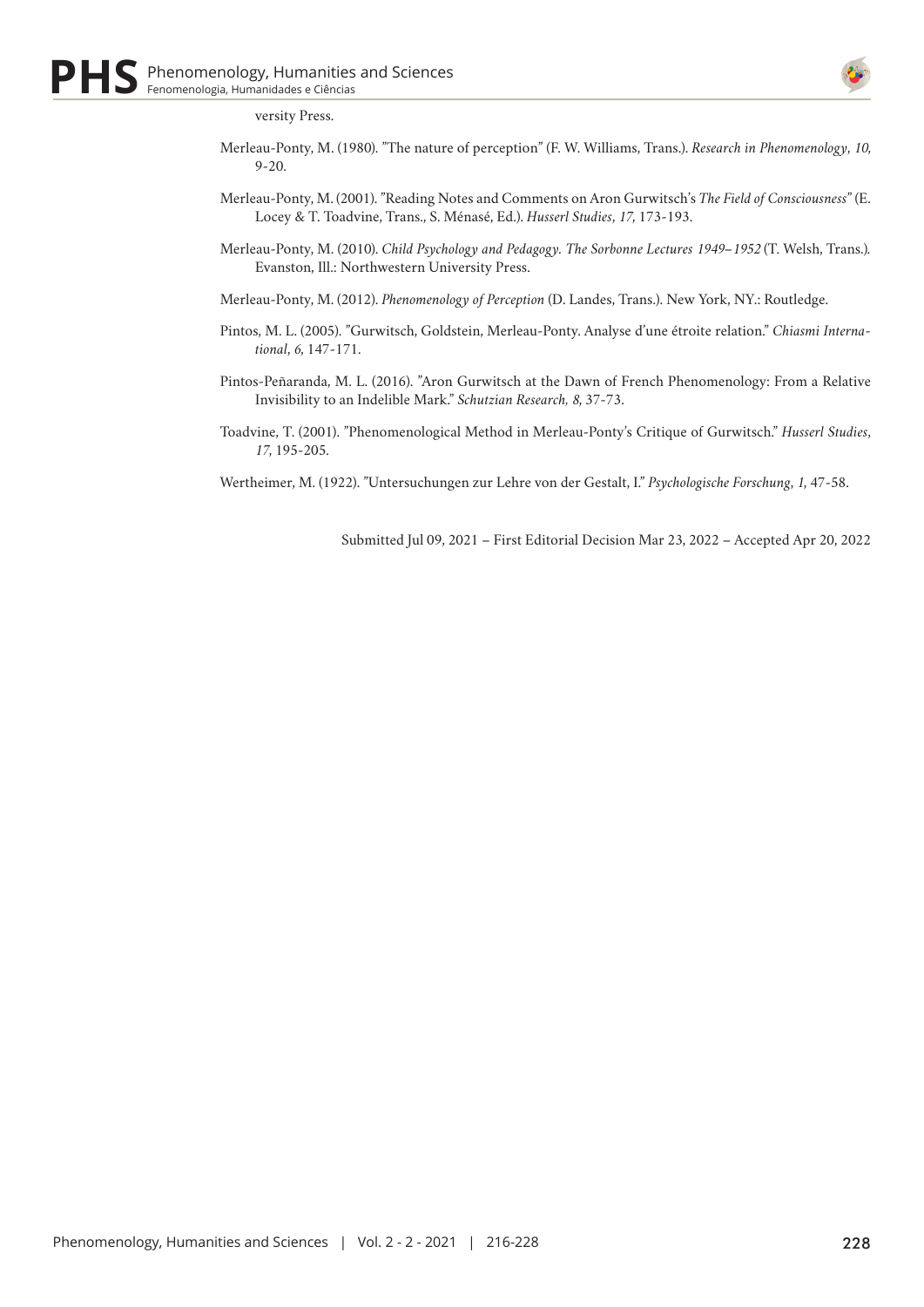versity Press.

Merleau-Ponty, M. (1980). "The nature of perception" (F. W. Williams, Trans.). *Research in Phenomenology*, *10*, 9-20.

Merleau-Ponty, M. (2001). "Reading Notes and Comments on Aron Gurwitsch's *The Field of Consciousness*" (E. Locey & T. Toadvine, Trans., S. Ménasé, Ed.). *Husserl Studies*, *17*, 173-193.

Merleau-Ponty, M. (2010). *Child Psychology and Pedagogy. The Sorbonne Lectures 1949–1952* (T. Welsh, Trans.). Evanston, Ill.: Northwestern University Press.

Merleau-Ponty, M. (2012). *Phenomenology of Perception* (D. Landes, Trans.). New York, NY.: Routledge.

Pintos, M. L. (2005). "Gurwitsch, Goldstein, Merleau-Ponty. Analyse d'une étroite relation." *Chiasmi International*, *6*, 147-171.

Pintos-Peñaranda, M. L. (2016). "Aron Gurwitsch at the Dawn of French Phenomenology: From a Relative Invisibility to an Indelible Mark." *Schutzian Research, 8*, 37-73.

Toadvine, T. (2001). "Phenomenological Method in Merleau-Ponty's Critique of Gurwitsch." *Husserl Studies*, *17*, 195-205.

Wertheimer, M. (1922). "Untersuchungen zur Lehre von der Gestalt, I." *Psychologische Forschung*, *1*, 47-58.

Submitted Jul 09, 2021 – First Editorial Decision Mar 23, 2022 – Accepted Apr 20, 2022